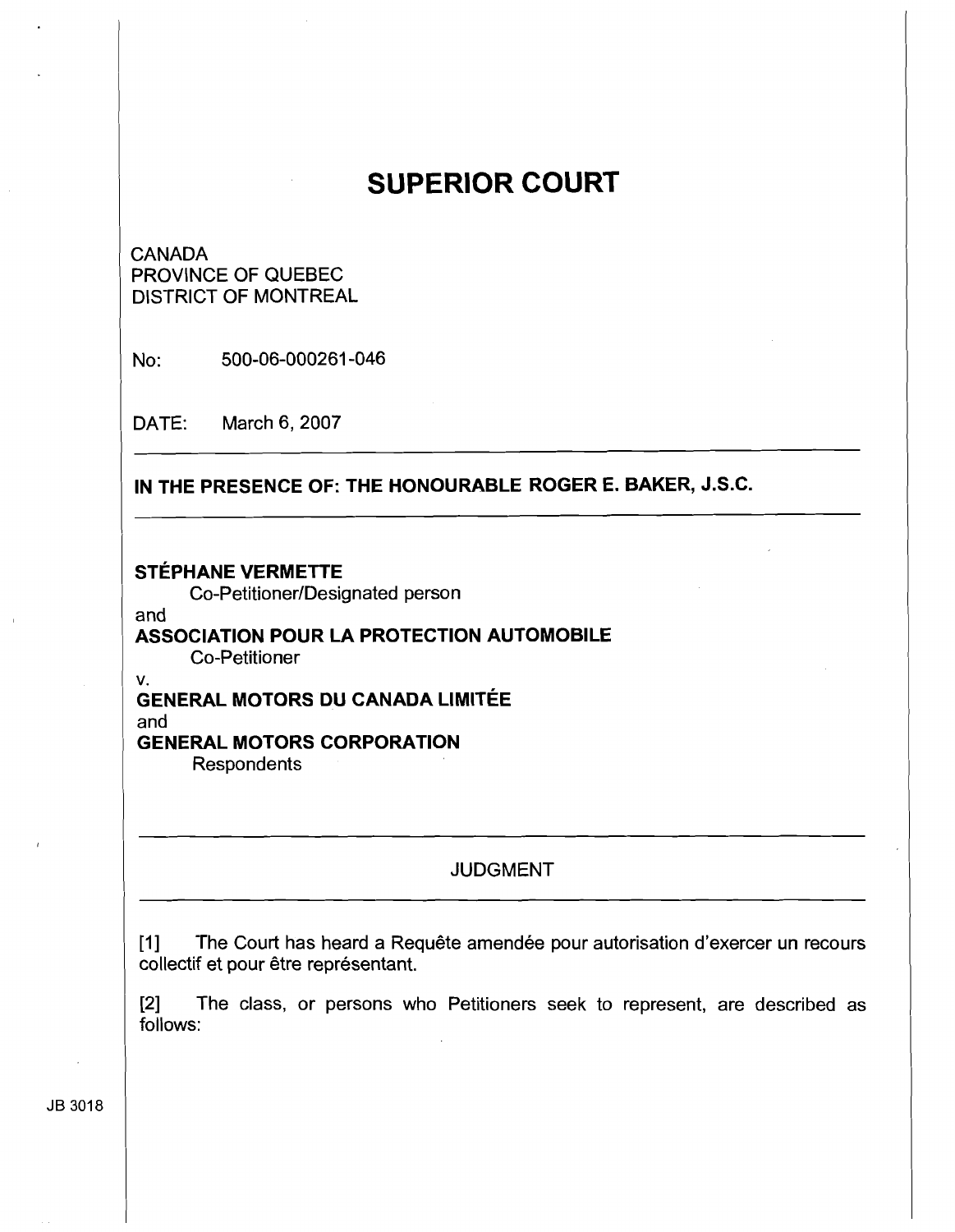# SUPERIOR COURT

CANADA
PROVINCE OF QUEBEC
DISTRICT OF MONTREAL

No: 500-06-000261-046

DATE: March 6, 2007

---

**IN THE PRESENCE OF: THE HONOURABLE ROGER E. BAKER, J.S.C.**

---

**STÉPHANE VERMETTE**
Co-Petitioner/Designated person
and
**ASSOCIATION POUR LA PROTECTION AUTOMOBILE**
Co-Petitioner
v.
**GENERAL MOTORS DU CANADA LIMITÉE**
and
**GENERAL MOTORS CORPORATION**
Respondents

---

JUDGMENT

---

[1] The Court has heard a Requête amendée pour autorisation d'exercer un recours collectif et pour être représentant.

[2] The class, or persons who Petitioners seek to represent, are described as follows:

JB 3018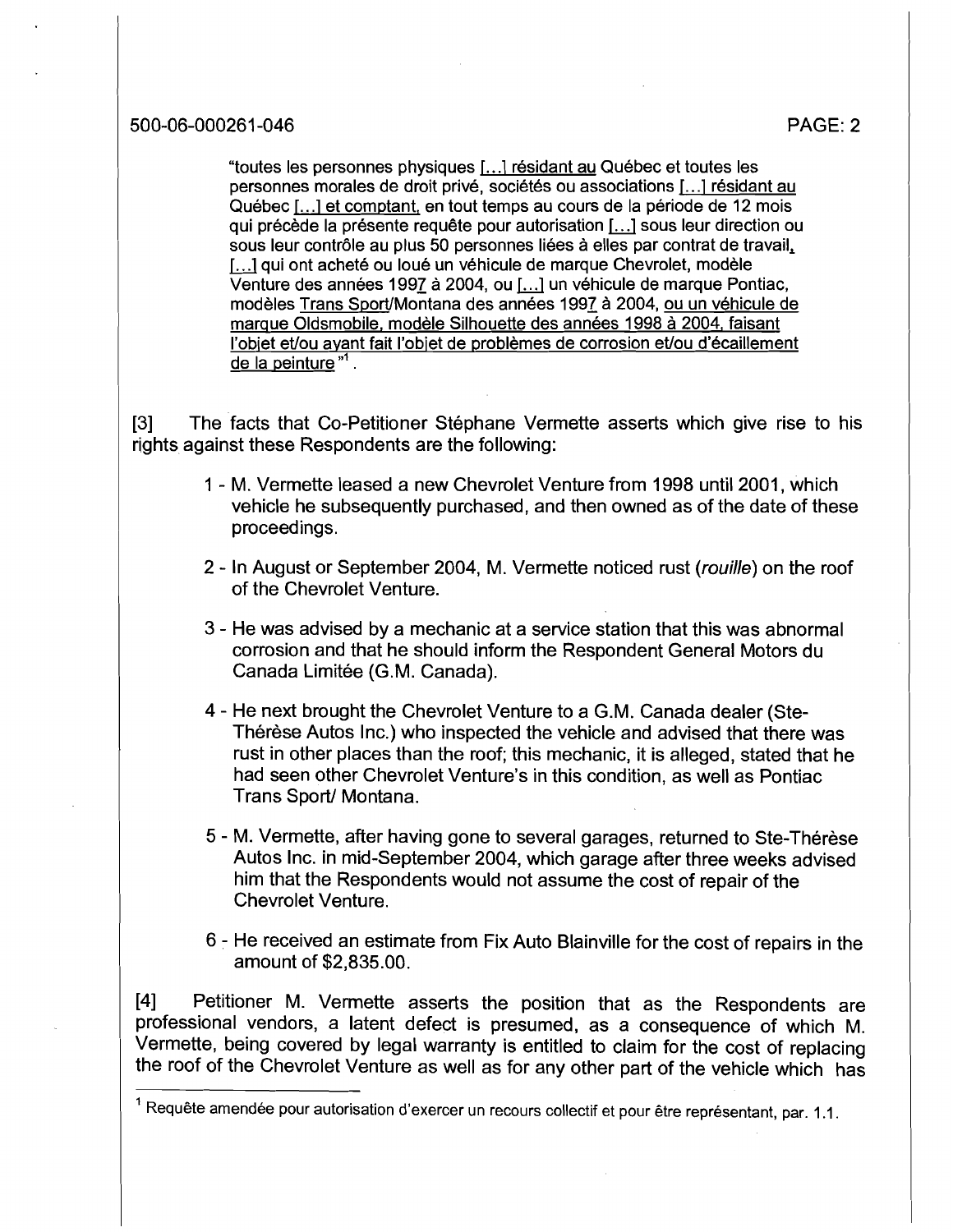"toutes les personnes physiques [...] résidant au Québec et toutes les personnes morales de droit privé, sociétés ou associations [...] résidant au Québec [...] et comptant, en tout temps au cours de la période de 12 mois qui précède la présente requête pour autorisation [...] sous leur direction ou sous leur contrôle au plus 50 personnes liées à elles par contrat de travail, [...] qui ont acheté ou loué un véhicule de marque Chevrolet, modèle Venture des années 1997 à 2004, ou [...] un véhicule de marque Pontiac, modèles Trans Sport/Montana des années 1997 à 2004, ou un véhicule de marque Oldsmobile, modèle Silhouette des années 1998 à 2004, faisant l'objet et/ou ayant fait l'objet de problèmes de corrosion et/ou d'écaillement de la peinture "[1].

[3] The facts that Co-Petitioner Stéphane Vermette asserts which give rise to his rights against these Respondents are the following:

1 - M. Vermette leased a new Chevrolet Venture from 1998 until 2001, which vehicle he subsequently purchased, and then owned as of the date of these proceedings.

2 - In August or September 2004, M. Vermette noticed rust (*rouille*) on the roof of the Chevrolet Venture.

3 - He was advised by a mechanic at a service station that this was abnormal corrosion and that he should inform the Respondent General Motors du Canada Limitée (G.M. Canada).

4 - He next brought the Chevrolet Venture to a G.M. Canada dealer (Ste-Thérèse Autos Inc.) who inspected the vehicle and advised that there was rust in other places than the roof; this mechanic, it is alleged, stated that he had seen other Chevrolet Venture's in this condition, as well as Pontiac Trans Sport/ Montana.

5 - M. Vermette, after having gone to several garages, returned to Ste-Thérèse Autos Inc. in mid-September 2004, which garage after three weeks advised him that the Respondents would not assume the cost of repair of the Chevrolet Venture.

6 - He received an estimate from Fix Auto Blainville for the cost of repairs in the amount of $2,835.00.

[4] Petitioner M. Vermette asserts the position that as the Respondents are professional vendors, a latent defect is presumed, as a consequence of which M. Vermette, being covered by legal warranty is entitled to claim for the cost of replacing the roof of the Chevrolet Venture as well as for any other part of the vehicle which has

[1] Requête amendée pour autorisation d'exercer un recours collectif et pour être représentant, par. 1.1.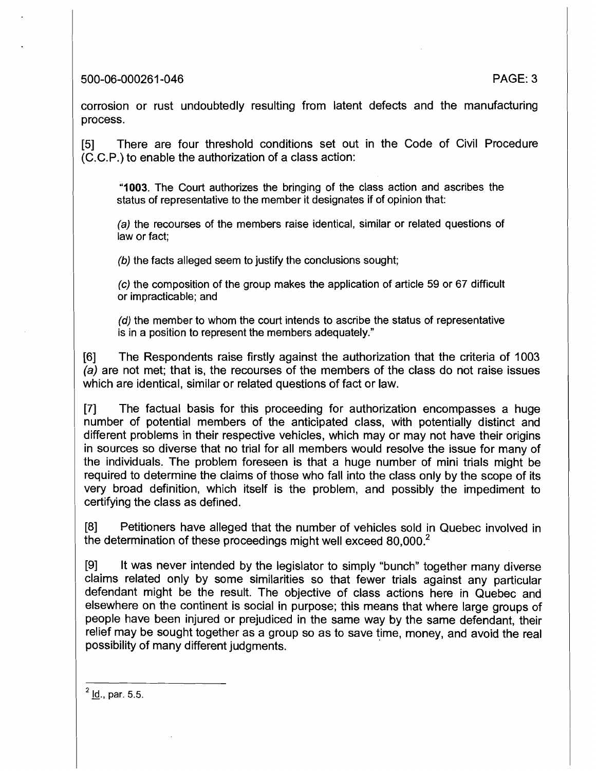corrosion or rust undoubtedly resulting from latent defects and the manufacturing process.

[5] There are four threshold conditions set out in the Code of Civil Procedure (C.C.P.) to enable the authorization of a class action:

> "**1003**. The Court authorizes the bringing of the class action and ascribes the status of representative to the member it designates if of opinion that:
>
> *(a)* the recourses of the members raise identical, similar or related questions of law or fact;
>
> *(b)* the facts alleged seem to justify the conclusions sought;
>
> *(c)* the composition of the group makes the application of article 59 or 67 difficult or impracticable; and
>
> *(d)* the member to whom the court intends to ascribe the status of representative is in a position to represent the members adequately."

[6] The Respondents raise firstly against the authorization that the criteria of 1003 *(a)* are not met; that is, the recourses of the members of the class do not raise issues which are identical, similar or related questions of fact or law.

[7] The factual basis for this proceeding for authorization encompasses a huge number of potential members of the anticipated class, with potentially distinct and different problems in their respective vehicles, which may or may not have their origins in sources so diverse that no trial for all members would resolve the issue for many of the individuals. The problem foreseen is that a huge number of mini trials might be required to determine the claims of those who fall into the class only by the scope of its very broad definition, which itself is the problem, and possibly the impediment to certifying the class as defined.

[8] Petitioners have alleged that the number of vehicles sold in Quebec involved in the determination of these proceedings might well exceed 80,000.[2]

[9] It was never intended by the legislator to simply "bunch" together many diverse claims related only by some similarities so that fewer trials against any particular defendant might be the result. The objective of class actions here in Quebec and elsewhere on the continent is social in purpose; this means that where large groups of people have been injured or prejudiced in the same way by the same defendant, their relief may be sought together as a group so as to save time, money, and avoid the real possibility of many different judgments.

---

[2] Id., par. 5.5.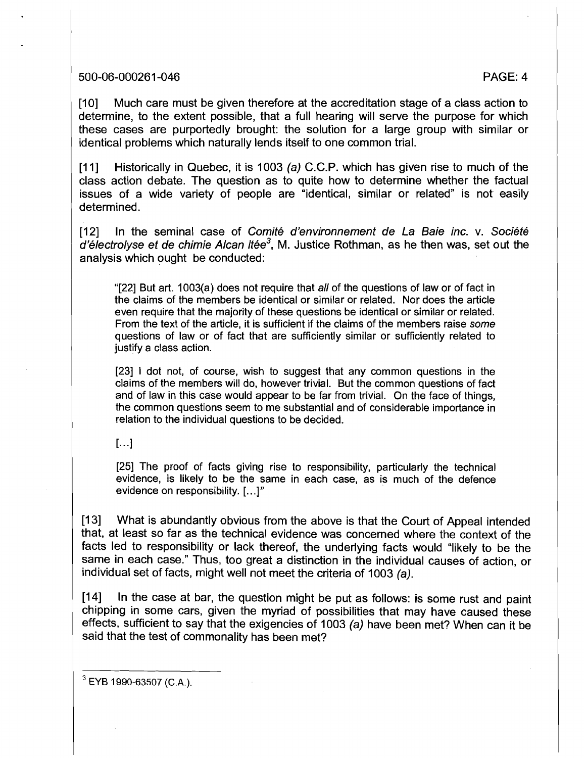[10] Much care must be given therefore at the accreditation stage of a class action to determine, to the extent possible, that a full hearing will serve the purpose for which these cases are purportedly brought: the solution for a large group with similar or identical problems which naturally lends itself to one common trial.

[11] Historically in Quebec, it is 1003 *(a)* C.C.P. which has given rise to much of the class action debate. The question as to quite how to determine whether the factual issues of a wide variety of people are "identical, similar or related" is not easily determined.

[12] In the seminal case of *Comité d'environnement de La Baie inc.* v. *Société d'électrolyse et de chimie Alcan ltée*[3], M. Justice Rothman, as he then was, set out the analysis which ought be conducted:

> "[22] But art. 1003(a) does not require that *all* of the questions of law or of fact in the claims of the members be identical or similar or related. Nor does the article even require that the majority of these questions be identical or similar or related. From the text of the article, it is sufficient if the claims of the members raise *some* questions of law or of fact that are sufficiently similar or sufficiently related to justify a class action.
>
> [23] I dot not, of course, wish to suggest that any common questions in the claims of the members will do, however trivial. But the common questions of fact and of law in this case would appear to be far from trivial. On the face of things, the common questions seem to me substantial and of considerable importance in relation to the individual questions to be decided.
>
> [...]
>
> [25] The proof of facts giving rise to responsibility, particularly the technical evidence, is likely to be the same in each case, as is much of the defence evidence on responsibility. [...]"

[13] What is abundantly obvious from the above is that the Court of Appeal intended that, at least so far as the technical evidence was concerned where the context of the facts led to responsibility or lack thereof, the underlying facts would "likely to be the same in each case." Thus, too great a distinction in the individual causes of action, or individual set of facts, might well not meet the criteria of 1003 *(a)*.

[14] In the case at bar, the question might be put as follows: is some rust and paint chipping in some cars, given the myriad of possibilities that may have caused these effects, sufficient to say that the exigencies of 1003 *(a)* have been met? When can it be said that the test of commonality has been met?

---

[3] EYB 1990-63507 (C.A.).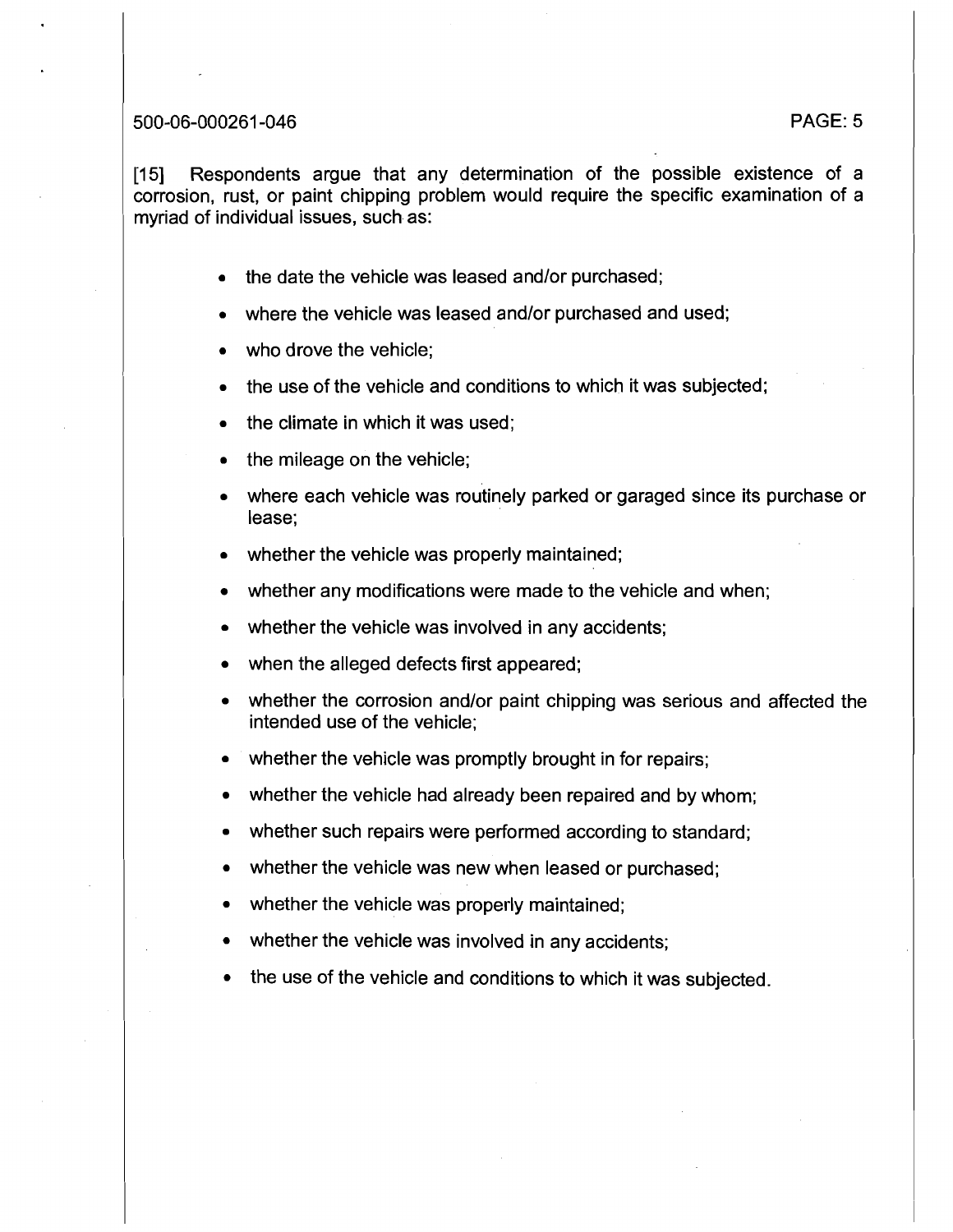[15] Respondents argue that any determination of the possible existence of a corrosion, rust, or paint chipping problem would require the specific examination of a myriad of individual issues, such as:

- the date the vehicle was leased and/or purchased;
- where the vehicle was leased and/or purchased and used;
- who drove the vehicle;
- the use of the vehicle and conditions to which it was subjected;
- the climate in which it was used;
- the mileage on the vehicle;
- where each vehicle was routinely parked or garaged since its purchase or lease;
- whether the vehicle was properly maintained;
- whether any modifications were made to the vehicle and when;
- whether the vehicle was involved in any accidents;
- when the alleged defects first appeared;
- whether the corrosion and/or paint chipping was serious and affected the intended use of the vehicle;
- whether the vehicle was promptly brought in for repairs;
- whether the vehicle had already been repaired and by whom;
- whether such repairs were performed according to standard;
- whether the vehicle was new when leased or purchased;
- whether the vehicle was properly maintained;
- whether the vehicle was involved in any accidents;
- the use of the vehicle and conditions to which it was subjected.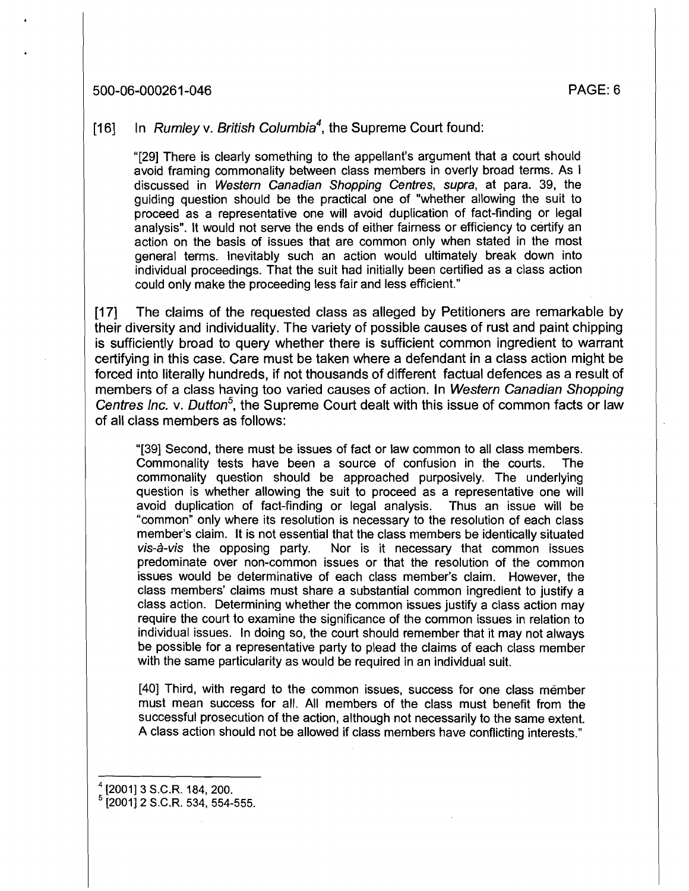[16] In *Rumley* v. *British Columbia*[4], the Supreme Court found:

> "[29] There is clearly something to the appellant's argument that a court should avoid framing commonality between class members in overly broad terms. As I discussed in *Western Canadian Shopping Centres, supra*, at para. 39, the guiding question should be the practical one of "whether allowing the suit to proceed as a representative one will avoid duplication of fact-finding or legal analysis". It would not serve the ends of either fairness or efficiency to certify an action on the basis of issues that are common only when stated in the most general terms. Inevitably such an action would ultimately break down into individual proceedings. That the suit had initially been certified as a class action could only make the proceeding less fair and less efficient."

[17] The claims of the requested class as alleged by Petitioners are remarkable by their diversity and individuality. The variety of possible causes of rust and paint chipping is sufficiently broad to query whether there is sufficient common ingredient to warrant certifying in this case. Care must be taken where a defendant in a class action might be forced into literally hundreds, if not thousands of different factual defences as a result of members of a class having too varied causes of action. In *Western Canadian Shopping Centres Inc.* v. *Dutton*[5], the Supreme Court dealt with this issue of common facts or law of all class members as follows:

> "[39] Second, there must be issues of fact or law common to all class members. Commonality tests have been a source of confusion in the courts. The commonality question should be approached purposively. The underlying question is whether allowing the suit to proceed as a representative one will avoid duplication of fact-finding or legal analysis. Thus an issue will be "common" only where its resolution is necessary to the resolution of each class member's claim. It is not essential that the class members be identically situated *vis-à-vis* the opposing party. Nor is it necessary that common issues predominate over non-common issues or that the resolution of the common issues would be determinative of each class member's claim. However, the class members' claims must share a substantial common ingredient to justify a class action. Determining whether the common issues justify a class action may require the court to examine the significance of the common issues in relation to individual issues. In doing so, the court should remember that it may not always be possible for a representative party to plead the claims of each class member with the same particularity as would be required in an individual suit.
>
> [40] Third, with regard to the common issues, success for one class member must mean success for all. All members of the class must benefit from the successful prosecution of the action, although not necessarily to the same extent. A class action should not be allowed if class members have conflicting interests."

---

[4] [2001] 3 S.C.R. 184, 200.

[5] [2001] 2 S.C.R. 534, 554-555.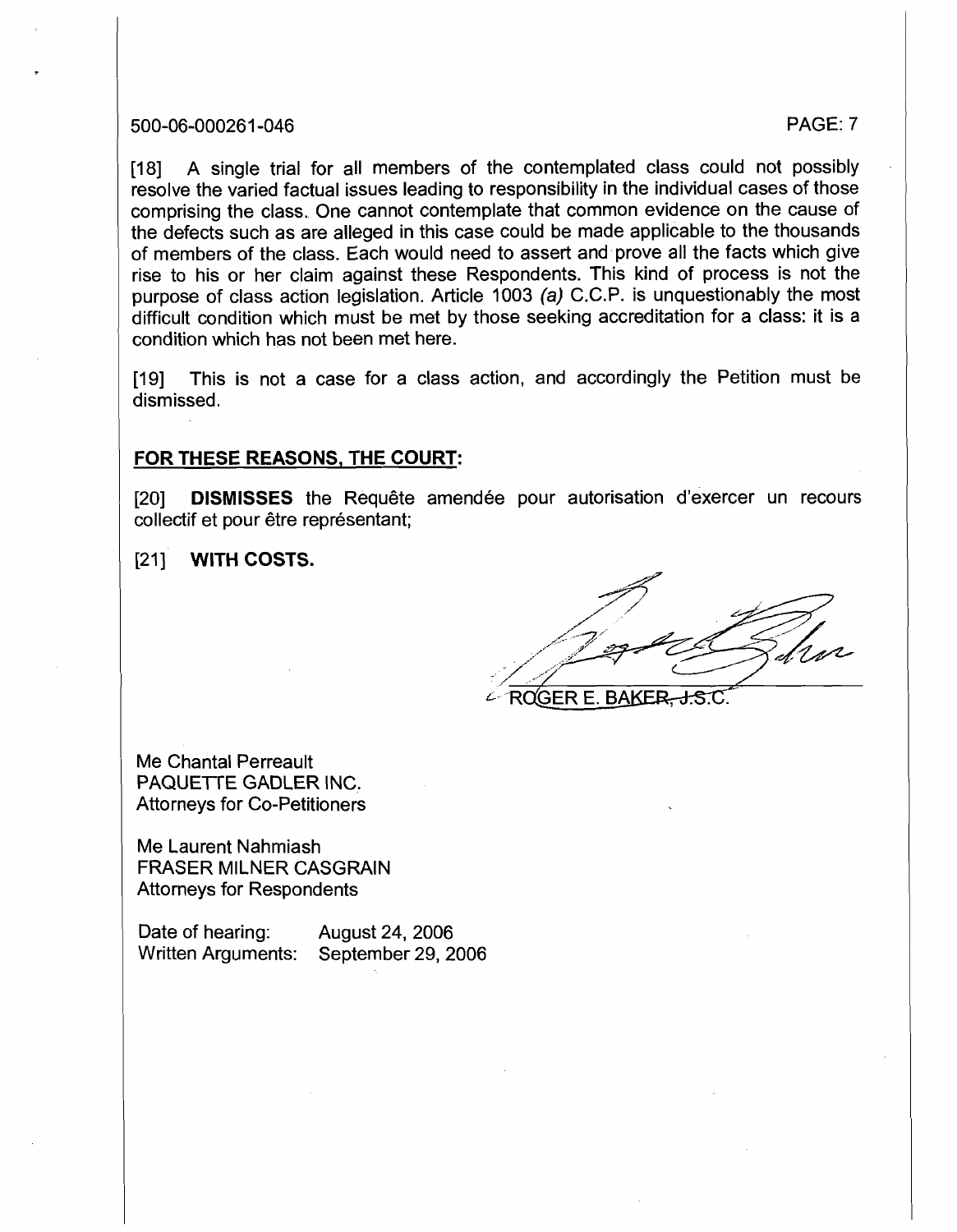[18] A single trial for all members of the contemplated class could not possibly resolve the varied factual issues leading to responsibility in the individual cases of those comprising the class. One cannot contemplate that common evidence on the cause of the defects such as are alleged in this case could be made applicable to the thousands of members of the class. Each would need to assert and prove all the facts which give rise to his or her claim against these Respondents. This kind of process is not the purpose of class action legislation. Article 1003 *(a)* C.C.P. is unquestionably the most difficult condition which must be met by those seeking accreditation for a class: it is a condition which has not been met here.

[19] This is not a case for a class action, and accordingly the Petition must be dismissed.

**FOR THESE REASONS, THE COURT:**

[20] **DISMISSES** the Requête amendée pour autorisation d'exercer un recours collectif et pour être représentant;

[21] **WITH COSTS.**

ROGER E. BAKER, J.S.C.

Me Chantal Perreault
PAQUETTE GADLER INC.
Attorneys for Co-Petitioners

Me Laurent Nahmiash
FRASER MILNER CASGRAIN
Attorneys for Respondents

Date of hearing: August 24, 2006
Written Arguments: September 29, 2006